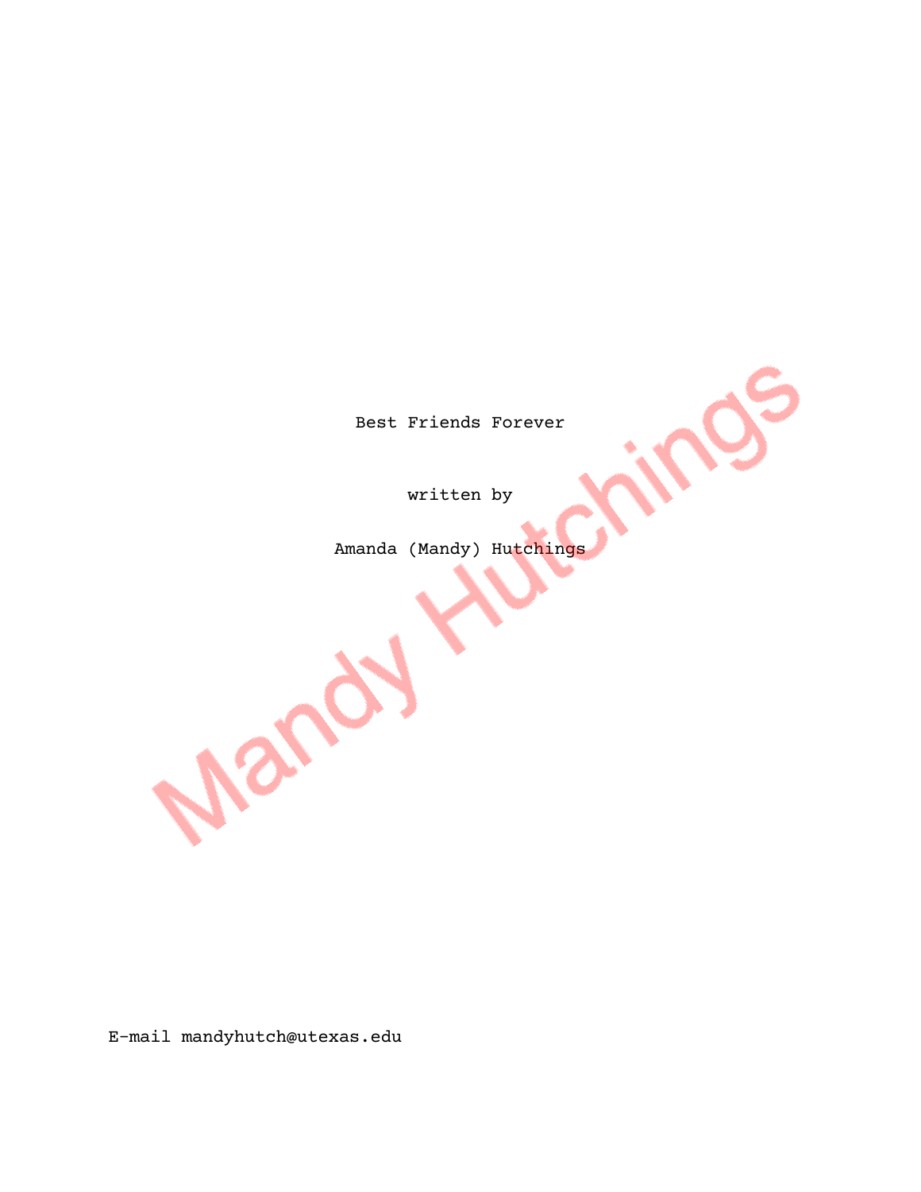Best Friends Forever

written by

Amanda (Mandy) Hutchings

E-mail mandyhutch@utexas.edu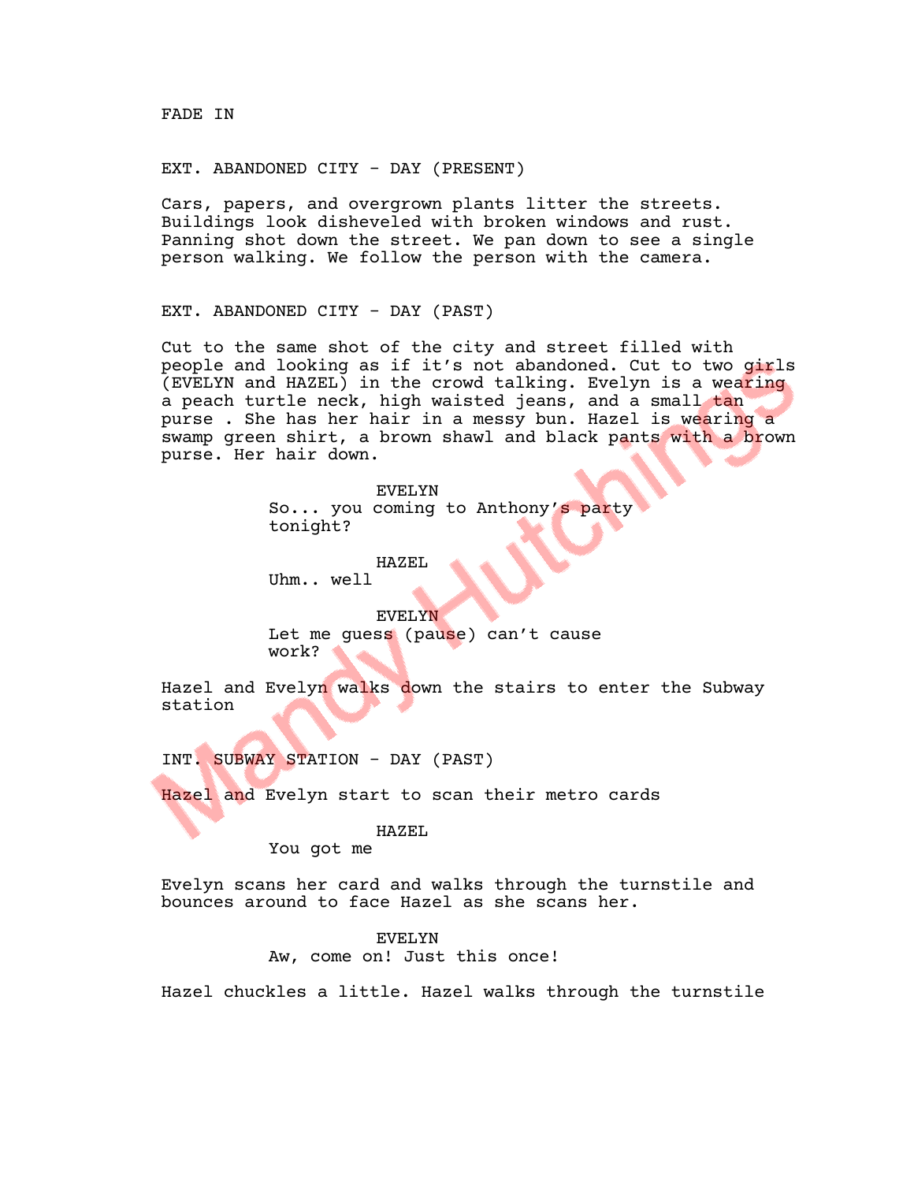FADE IN

EXT. ABANDONED CITY - DAY (PRESENT)

Cars, papers, and overgrown plants litter the streets. Buildings look disheveled with broken windows and rust. Panning shot down the street. We pan down to see a single person walking. We follow the person with the camera.

EXT. ABANDONED CITY - DAY (PAST)

Cut to the same shot of the city and street filled with people and looking as if it's not abandoned. Cut to two girls (EVELYN and HAZEL) in the crowd talking. Evelyn is a wearing a peach turtle neck, high waisted jeans, and a small tan purse . She has her hair in a messy bun. Hazel is wearing a swamp green shirt, a brown shawl and black pants with a brown purse. Her hair down.

EVELYN
So... you coming to Anthony's party tonight?

HAZEL
Uhm.. well

EVELYN
Let me guess (pause) can't cause work?

Hazel and Evelyn walks down the stairs to enter the Subway station

INT. SUBWAY STATION - DAY (PAST)

Hazel and Evelyn start to scan their metro cards

HAZEL
You got me

Evelyn scans her card and walks through the turnstile and bounces around to face Hazel as she scans her.

EVELYN
Aw, come on! Just this once!

Hazel chuckles a little. Hazel walks through the turnstile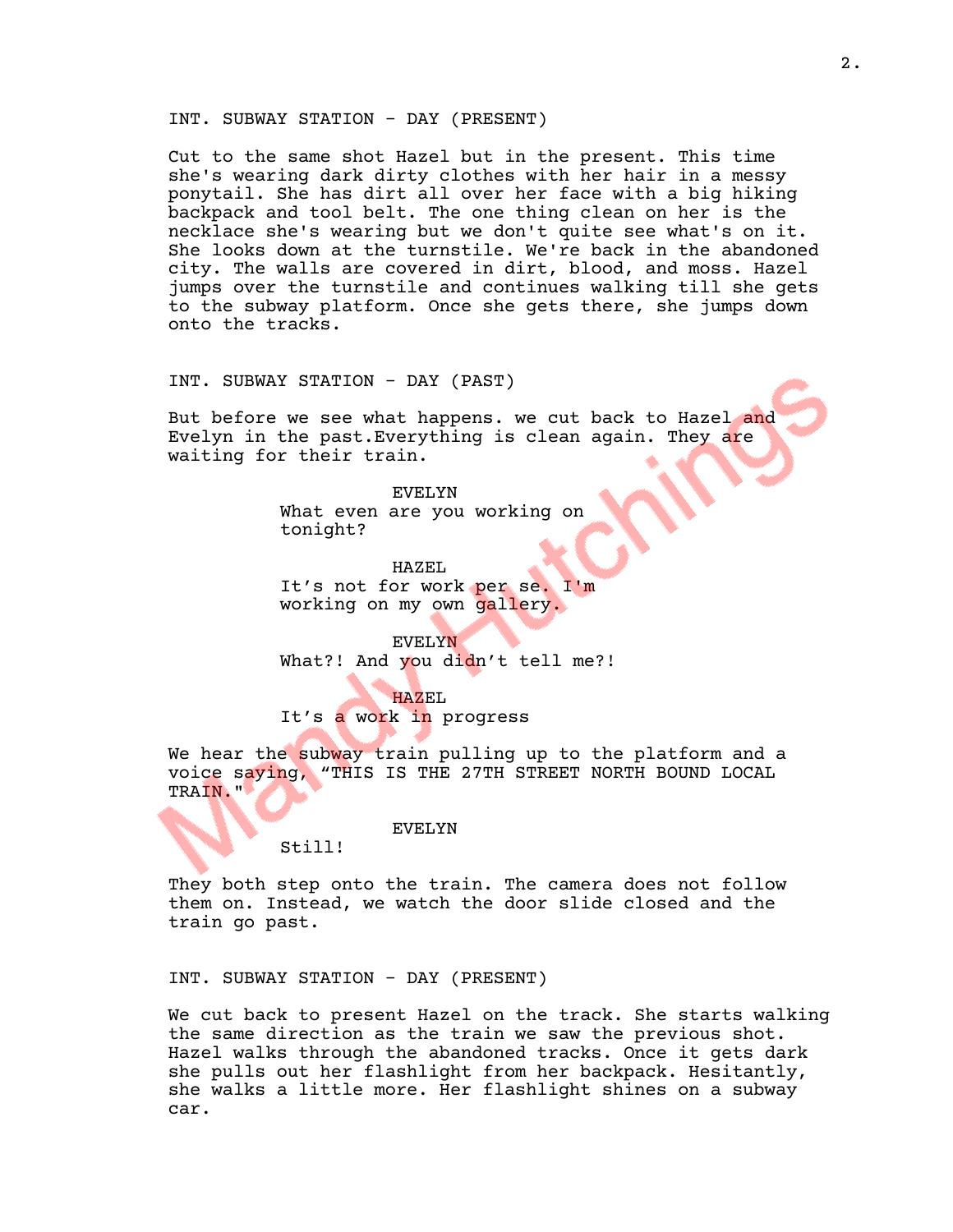INT. SUBWAY STATION - DAY (PRESENT)

Cut to the same shot Hazel but in the present. This time she's wearing dark dirty clothes with her hair in a messy ponytail. She has dirt all over her face with a big hiking backpack and tool belt. The one thing clean on her is the necklace she's wearing but we don't quite see what's on it. She looks down at the turnstile. We're back in the abandoned city. The walls are covered in dirt, blood, and moss. Hazel jumps over the turnstile and continues walking till she gets to the subway platform. Once she gets there, she jumps down onto the tracks.

INT. SUBWAY STATION - DAY (PAST)

But before we see what happens. we cut back to Hazel and Evelyn in the past.Everything is clean again. They are waiting for their train.

EVELYN
What even are you working on tonight?

HAZEL
It’s not for work per se. I'm working on my own gallery.

EVELYN
What?! And you didn’t tell me?!

HAZEL
It’s a work in progress

We hear the subway train pulling up to the platform and a voice saying, “THIS IS THE 27TH STREET NORTH BOUND LOCAL TRAIN."

EVELYN
Still!

They both step onto the train. The camera does not follow them on. Instead, we watch the door slide closed and the train go past.

INT. SUBWAY STATION - DAY (PRESENT)

We cut back to present Hazel on the track. She starts walking the same direction as the train we saw the previous shot. Hazel walks through the abandoned tracks. Once it gets dark she pulls out her flashlight from her backpack. Hesitantly, she walks a little more. Her flashlight shines on a subway car.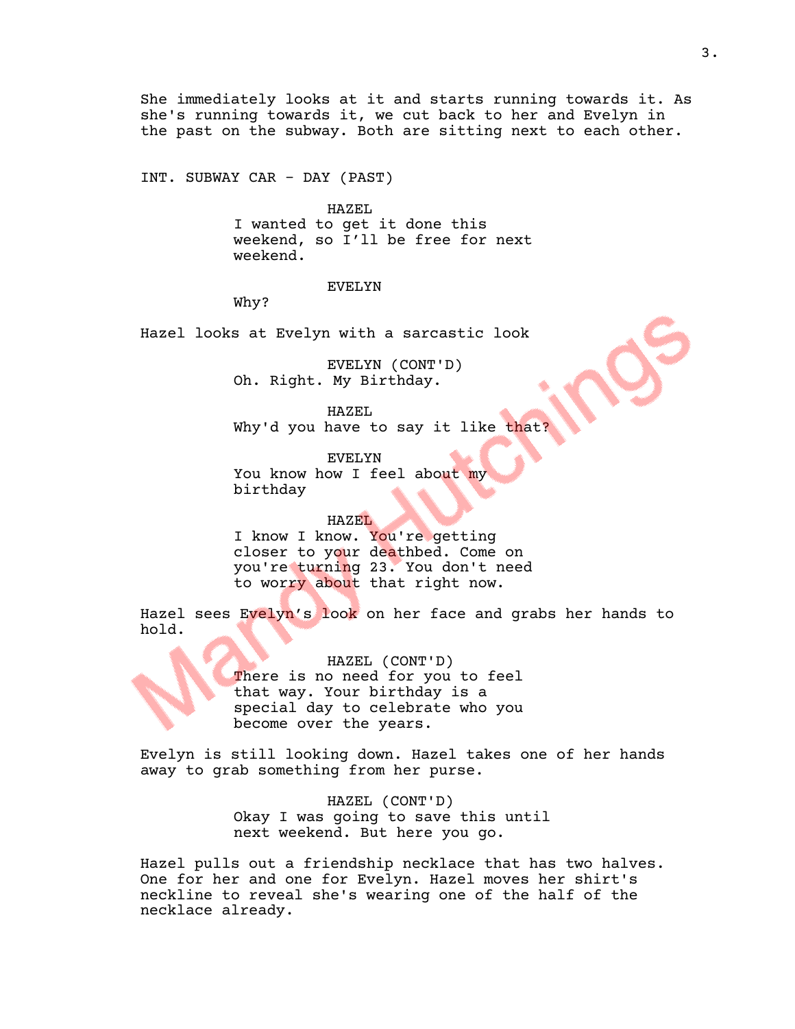She immediately looks at it and starts running towards it. As she's running towards it, we cut back to her and Evelyn in the past on the subway. Both are sitting next to each other.

INT. SUBWAY CAR - DAY (PAST)

HAZEL
I wanted to get it done this weekend, so I'll be free for next weekend.

EVELYN
Why?

Hazel looks at Evelyn with a sarcastic look

EVELYN (CONT'D)
Oh. Right. My Birthday.

HAZEL
Why'd you have to say it like that?

EVELYN
You know how I feel about my birthday

HAZEL
I know I know. You're getting closer to your deathbed. Come on you're turning 23. You don't need to worry about that right now.

Hazel sees Evelyn's look on her face and grabs her hands to hold.

HAZEL (CONT'D)
There is no need for you to feel that way. Your birthday is a special day to celebrate who you become over the years.

Evelyn is still looking down. Hazel takes one of her hands away to grab something from her purse.

HAZEL (CONT'D)
Okay I was going to save this until next weekend. But here you go.

Hazel pulls out a friendship necklace that has two halves. One for her and one for Evelyn. Hazel moves her shirt's neckline to reveal she's wearing one of the half of the necklace already.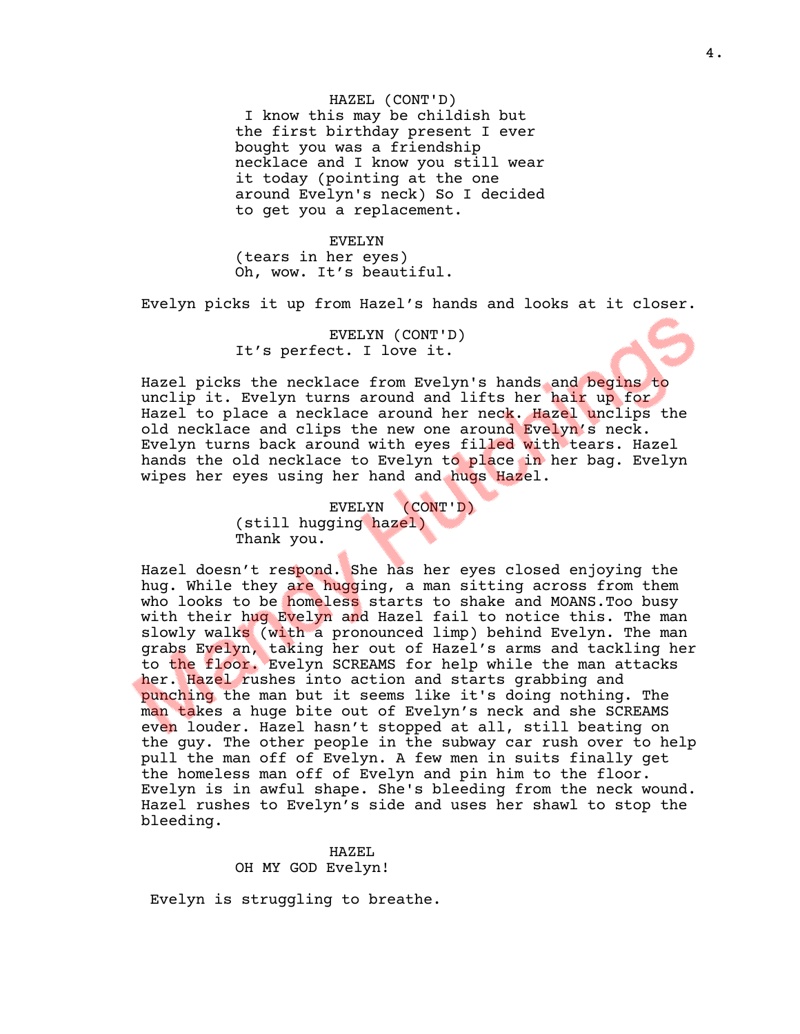HAZEL (CONT'D)
I know this may be childish but the first birthday present I ever bought you was a friendship necklace and I know you still wear it today (pointing at the one around Evelyn's neck) So I decided to get you a replacement.

EVELYN
(tears in her eyes)
Oh, wow. It's beautiful.

Evelyn picks it up from Hazel's hands and looks at it closer.

EVELYN (CONT'D)
It's perfect. I love it.

Hazel picks the necklace from Evelyn's hands and begins to unclip it. Evelyn turns around and lifts her hair up for Hazel to place a necklace around her neck. Hazel unclips the old necklace and clips the new one around Evelyn's neck. Evelyn turns back around with eyes filled with tears. Hazel hands the old necklace to Evelyn to place in her bag. Evelyn wipes her eyes using her hand and hugs Hazel.

EVELYN (CONT'D)
(still hugging hazel)
Thank you.

Hazel doesn't respond. She has her eyes closed enjoying the hug. While they are hugging, a man sitting across from them who looks to be homeless starts to shake and MOANS.Too busy with their hug Evelyn and Hazel fail to notice this. The man slowly walks (with a pronounced limp) behind Evelyn. The man grabs Evelyn, taking her out of Hazel's arms and tackling her to the floor. Evelyn SCREAMS for help while the man attacks her. Hazel rushes into action and starts grabbing and punching the man but it seems like it's doing nothing. The man takes a huge bite out of Evelyn's neck and she SCREAMS even louder. Hazel hasn't stopped at all, still beating on the guy. The other people in the subway car rush over to help pull the man off of Evelyn. A few men in suits finally get the homeless man off of Evelyn and pin him to the floor. Evelyn is in awful shape. She's bleeding from the neck wound. Hazel rushes to Evelyn's side and uses her shawl to stop the bleeding.

HAZEL
OH MY GOD Evelyn!

Evelyn is struggling to breathe.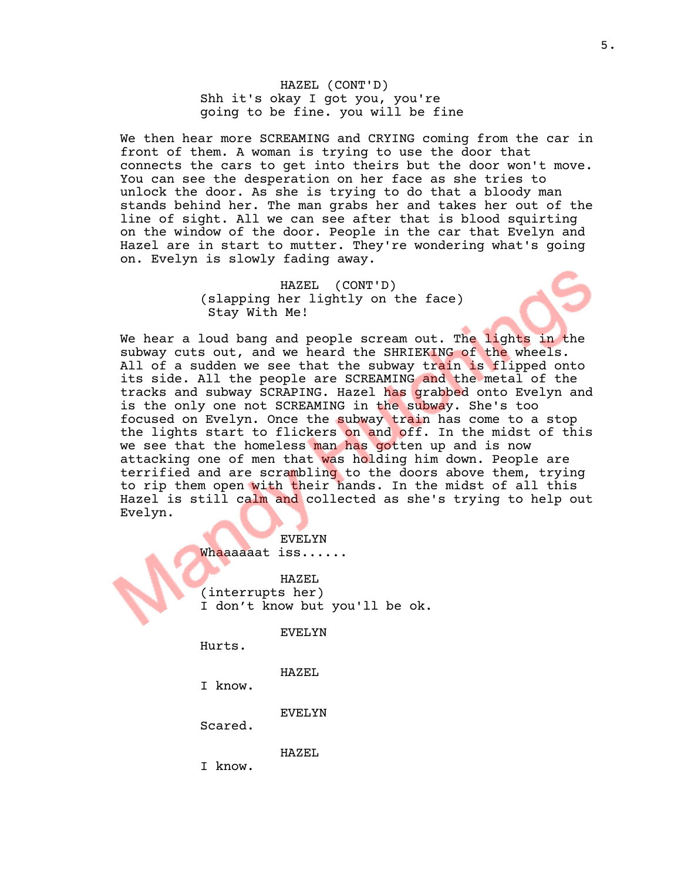HAZEL (CONT'D)
Shh it's okay I got you, you're going to be fine. you will be fine

We then hear more SCREAMING and CRYING coming from the car in front of them. A woman is trying to use the door that connects the cars to get into theirs but the door won't move. You can see the desperation on her face as she tries to unlock the door. As she is trying to do that a bloody man stands behind her. The man grabs her and takes her out of the line of sight. All we can see after that is blood squirting on the window of the door. People in the car that Evelyn and Hazel are in start to mutter. They're wondering what's going on. Evelyn is slowly fading away.

HAZEL (CONT'D)
(slapping her lightly on the face)
Stay With Me!

We hear a loud bang and people scream out. The lights in the subway cuts out, and we heard the SHRIEKING of the wheels. All of a sudden we see that the subway train is flipped onto its side. All the people are SCREAMING and the metal of the tracks and subway SCRAPING. Hazel has grabbed onto Evelyn and is the only one not SCREAMING in the subway. She's too focused on Evelyn. Once the subway train has come to a stop the lights start to flickers on and off. In the midst of this we see that the homeless man has gotten up and is now attacking one of men that was holding him down. People are terrified and are scrambling to the doors above them, trying to rip them open with their hands. In the midst of all this Hazel is still calm and collected as she's trying to help out Evelyn.

EVELYN
Whaaaaaat iss......

HAZEL
(interrupts her)
I don't know but you'll be ok.

EVELYN
Hurts.

HAZEL
I know.

EVELYN
Scared.

HAZEL
I know.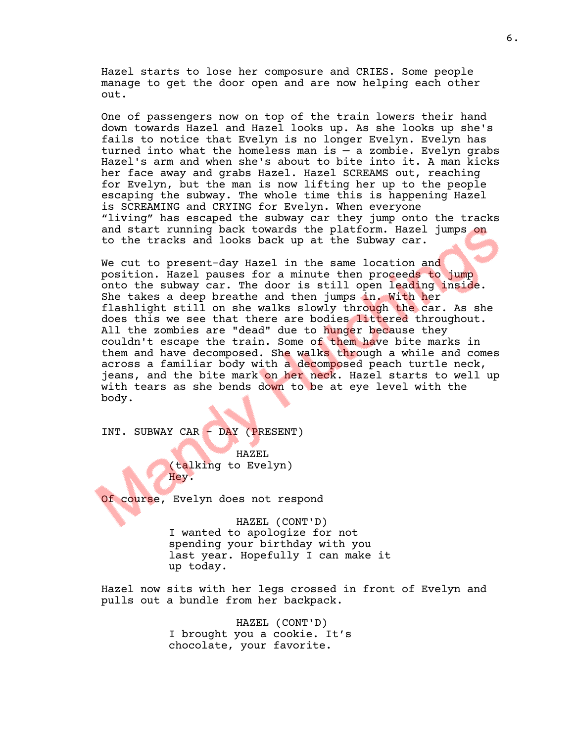Hazel starts to lose her composure and CRIES. Some people manage to get the door open and are now helping each other out.

One of passengers now on top of the train lowers their hand down towards Hazel and Hazel looks up. As she looks up she's fails to notice that Evelyn is no longer Evelyn. Evelyn has turned into what the homeless man is — a zombie. Evelyn grabs Hazel's arm and when she's about to bite into it. A man kicks her face away and grabs Hazel. Hazel SCREAMS out, reaching for Evelyn, but the man is now lifting her up to the people escaping the subway. The whole time this is happening Hazel is SCREAMING and CRYING for Evelyn. When everyone "living" has escaped the subway car they jump onto the tracks and start running back towards the platform. Hazel jumps on to the tracks and looks back up at the Subway car.

We cut to present-day Hazel in the same location and position. Hazel pauses for a minute then proceeds to jump onto the subway car. The door is still open leading inside. She takes a deep breathe and then jumps in. With her flashlight still on she walks slowly through the car. As she does this we see that there are bodies littered throughout. All the zombies are "dead" due to hunger because they couldn't escape the train. Some of them have bite marks in them and have decomposed. She walks through a while and comes across a familiar body with a decomposed peach turtle neck, jeans, and the bite mark on her neck. Hazel starts to well up with tears as she bends down to be at eye level with the body.

INT. SUBWAY CAR - DAY (PRESENT)

HAZEL
(talking to Evelyn)
Hey.

Of course, Evelyn does not respond

HAZEL (CONT'D)
I wanted to apologize for not spending your birthday with you last year. Hopefully I can make it up today.

Hazel now sits with her legs crossed in front of Evelyn and pulls out a bundle from her backpack.

HAZEL (CONT'D)
I brought you a cookie. It's chocolate, your favorite.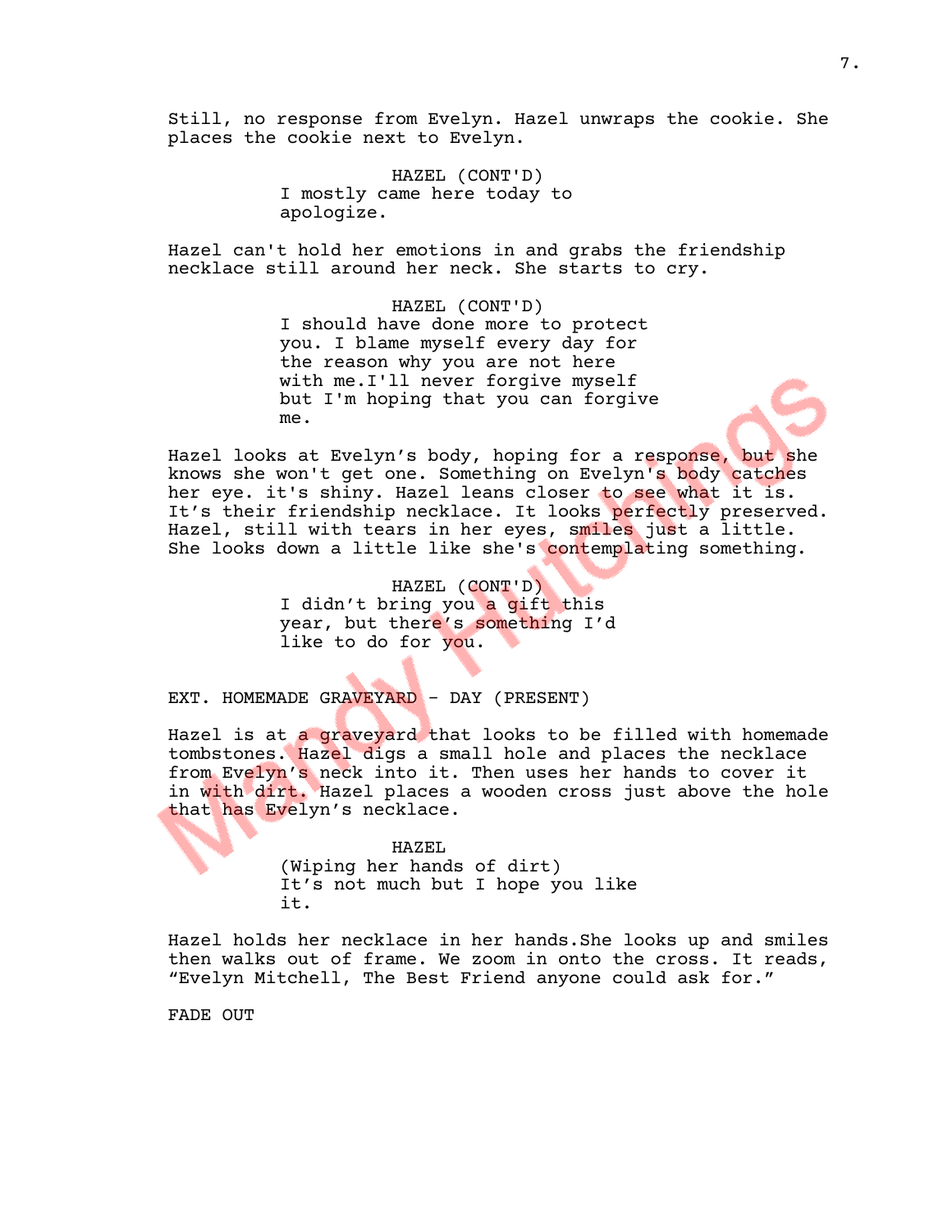Still, no response from Evelyn. Hazel unwraps the cookie. She places the cookie next to Evelyn.

HAZEL (CONT'D)
I mostly came here today to apologize.

Hazel can't hold her emotions in and grabs the friendship necklace still around her neck. She starts to cry.

HAZEL (CONT'D)
I should have done more to protect you. I blame myself every day for the reason why you are not here with me.I'll never forgive myself but I'm hoping that you can forgive me.

Hazel looks at Evelyn's body, hoping for a response, but she knows she won't get one. Something on Evelyn's body catches her eye. it's shiny. Hazel leans closer to see what it is. It's their friendship necklace. It looks perfectly preserved. Hazel, still with tears in her eyes, smiles just a little. She looks down a little like she's contemplating something.

HAZEL (CONT'D)
I didn't bring you a gift this year, but there's something I'd like to do for you.

EXT. HOMEMADE GRAVEYARD - DAY (PRESENT)

Hazel is at a graveyard that looks to be filled with homemade tombstones. Hazel digs a small hole and places the necklace from Evelyn's neck into it. Then uses her hands to cover it in with dirt. Hazel places a wooden cross just above the hole that has Evelyn's necklace.

HAZEL
(Wiping her hands of dirt)
It's not much but I hope you like it.

Hazel holds her necklace in her hands.She looks up and smiles then walks out of frame. We zoom in onto the cross. It reads, "Evelyn Mitchell, The Best Friend anyone could ask for."

FADE OUT